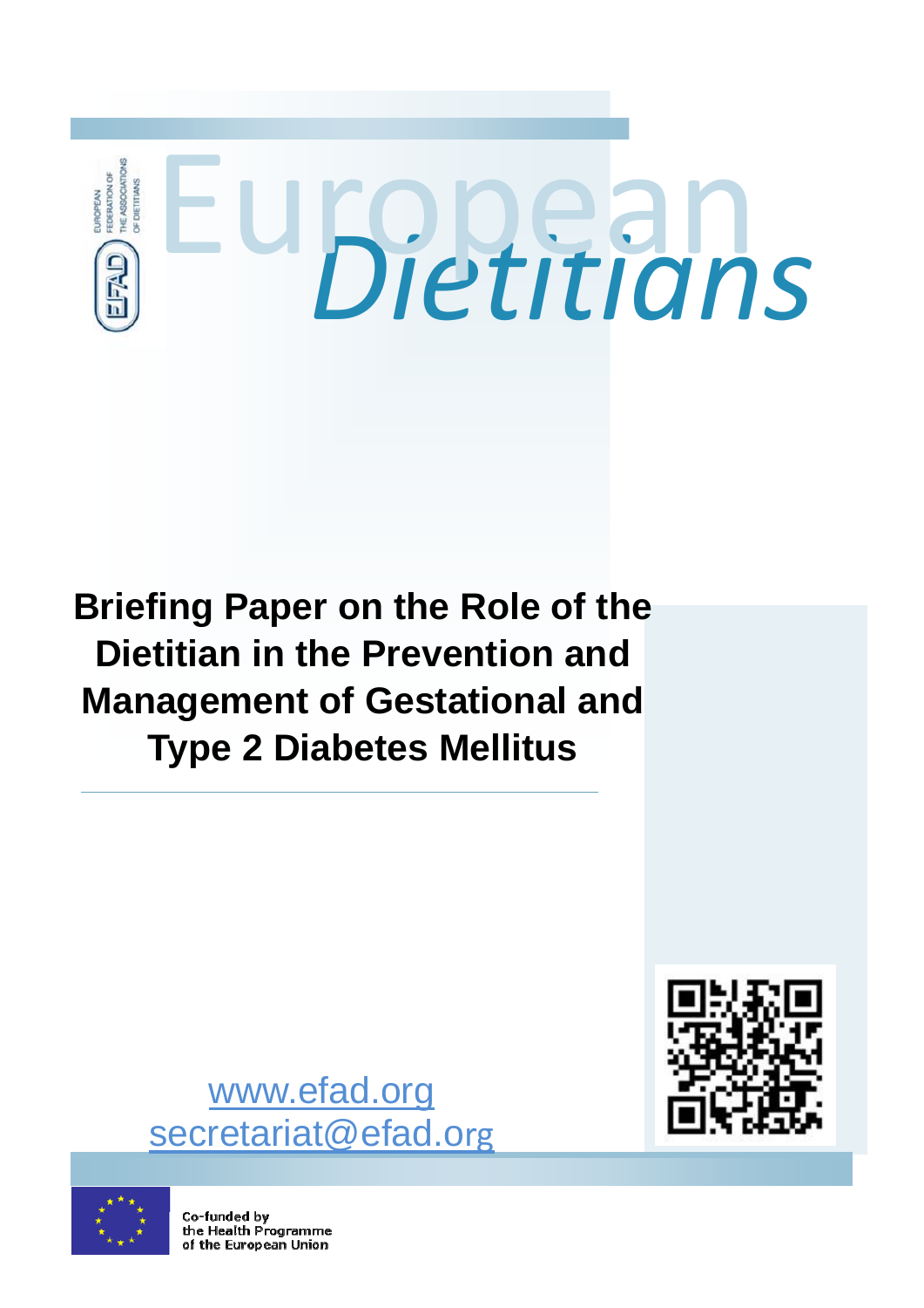EUROPEAN FEDERATION OF THE ASSOCIATIONS OF DIETITIANS

EFAD

European *Dietitians*

# Briefing Paper on the Role of the Dietitian in the Prevention and Management of Gestational and Type 2 Diabetes Mellitus

www.efad.org

secretariat@efad.org

Co-funded by the Health Programme of the European Union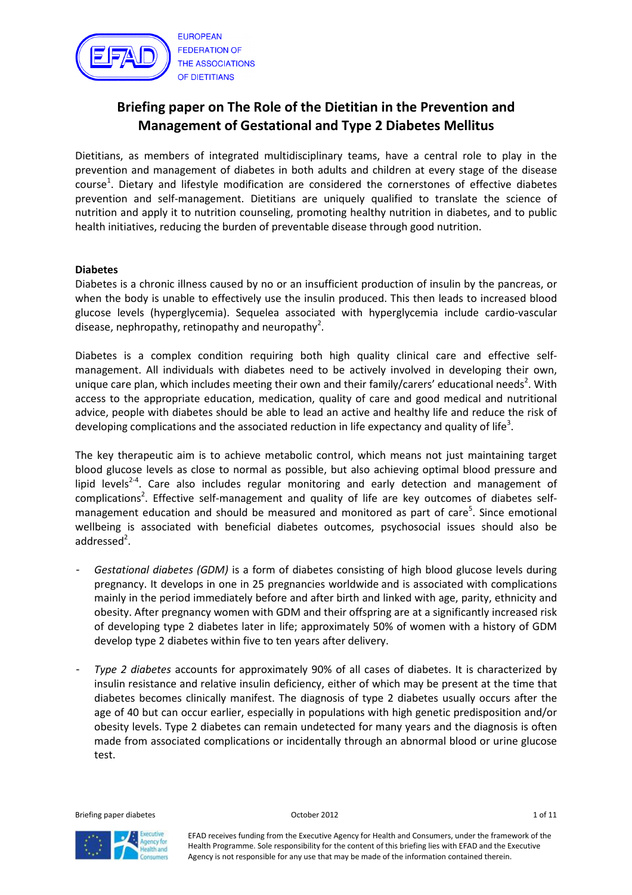# Briefing paper on The Role of the Dietitian in the Prevention and Management of Gestational and Type 2 Diabetes Mellitus

Dietitians, as members of integrated multidisciplinary teams, have a central role to play in the prevention and management of diabetes in both adults and children at every stage of the disease course[1]. Dietary and lifestyle modification are considered the cornerstones of effective diabetes prevention and self-management. Dietitians are uniquely qualified to translate the science of nutrition and apply it to nutrition counseling, promoting healthy nutrition in diabetes, and to public health initiatives, reducing the burden of preventable disease through good nutrition.

**Diabetes**

Diabetes is a chronic illness caused by no or an insufficient production of insulin by the pancreas, or when the body is unable to effectively use the insulin produced. This then leads to increased blood glucose levels (hyperglycemia). Sequelea associated with hyperglycemia include cardio-vascular disease, nephropathy, retinopathy and neuropathy[2].

Diabetes is a complex condition requiring both high quality clinical care and effective self-management. All individuals with diabetes need to be actively involved in developing their own, unique care plan, which includes meeting their own and their family/carers' educational needs[2]. With access to the appropriate education, medication, quality of care and good medical and nutritional advice, people with diabetes should be able to lead an active and healthy life and reduce the risk of developing complications and the associated reduction in life expectancy and quality of life[3].

The key therapeutic aim is to achieve metabolic control, which means not just maintaining target blood glucose levels as close to normal as possible, but also achieving optimal blood pressure and lipid levels[2-4]. Care also includes regular monitoring and early detection and management of complications[2]. Effective self-management and quality of life are key outcomes of diabetes self-management education and should be measured and monitored as part of care[5]. Since emotional wellbeing is associated with beneficial diabetes outcomes, psychosocial issues should also be addressed[2].

- *Gestational diabetes (GDM)* is a form of diabetes consisting of high blood glucose levels during pregnancy. It develops in one in 25 pregnancies worldwide and is associated with complications mainly in the period immediately before and after birth and linked with age, parity, ethnicity and obesity. After pregnancy women with GDM and their offspring are at a significantly increased risk of developing type 2 diabetes later in life; approximately 50% of women with a history of GDM develop type 2 diabetes within five to ten years after delivery.

- *Type 2 diabetes* accounts for approximately 90% of all cases of diabetes. It is characterized by insulin resistance and relative insulin deficiency, either of which may be present at the time that diabetes becomes clinically manifest. The diagnosis of type 2 diabetes usually occurs after the age of 40 but can occur earlier, especially in populations with high genetic predisposition and/or obesity levels. Type 2 diabetes can remain undetected for many years and the diagnosis is often made from associated complications or incidentally through an abnormal blood or urine glucose test.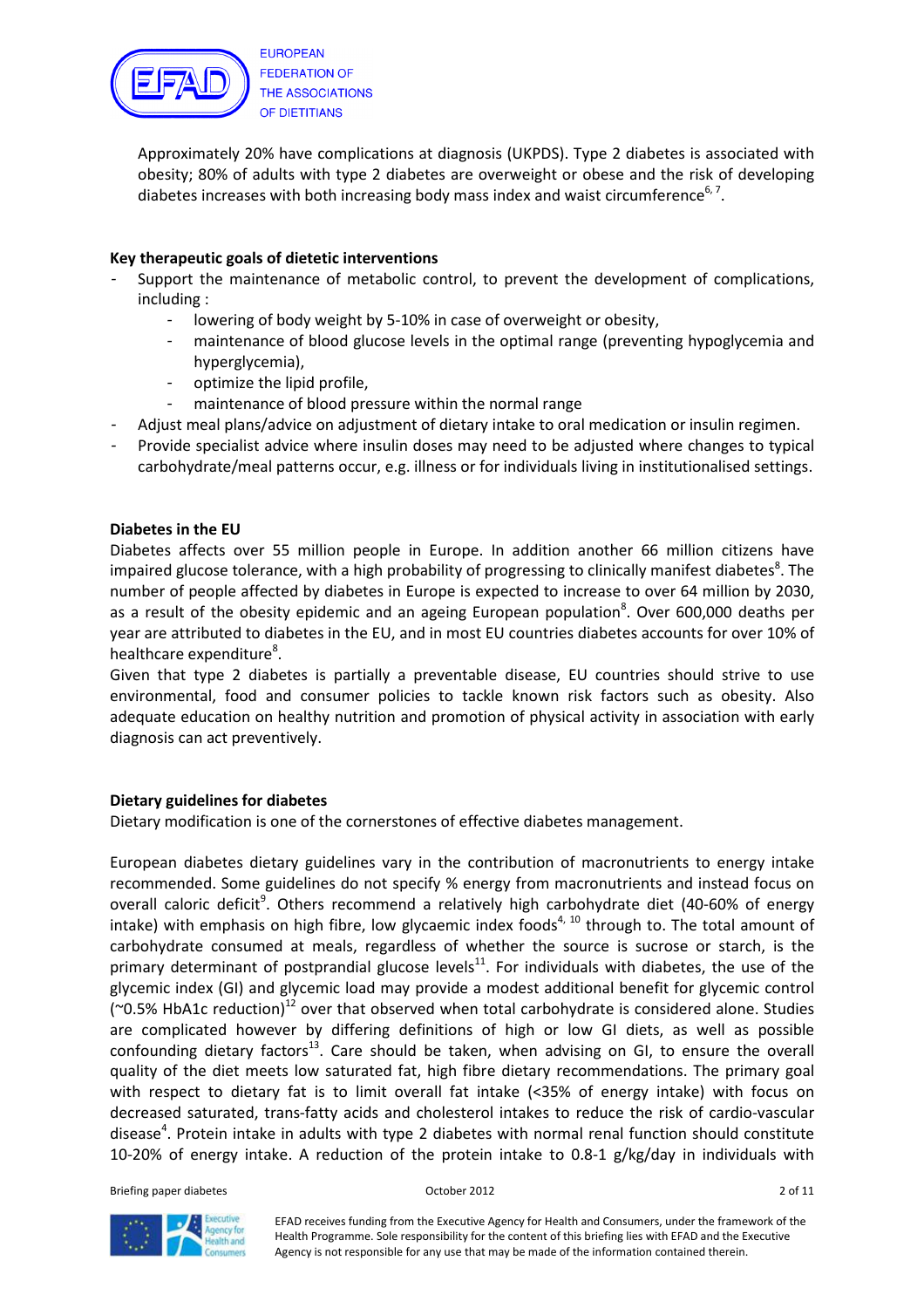Approximately 20% have complications at diagnosis (UKPDS). Type 2 diabetes is associated with obesity; 80% of adults with type 2 diabetes are overweight or obese and the risk of developing diabetes increases with both increasing body mass index and waist circumference[6, 7].

**Key therapeutic goals of dietetic interventions**

- Support the maintenance of metabolic control, to prevent the development of complications, including :
  - lowering of body weight by 5-10% in case of overweight or obesity,
  - maintenance of blood glucose levels in the optimal range (preventing hypoglycemia and hyperglycemia),
  - optimize the lipid profile,
  - maintenance of blood pressure within the normal range
- Adjust meal plans/advice on adjustment of dietary intake to oral medication or insulin regimen.
- Provide specialist advice where insulin doses may need to be adjusted where changes to typical carbohydrate/meal patterns occur, e.g. illness or for individuals living in institutionalised settings.

**Diabetes in the EU**

Diabetes affects over 55 million people in Europe. In addition another 66 million citizens have impaired glucose tolerance, with a high probability of progressing to clinically manifest diabetes[8]. The number of people affected by diabetes in Europe is expected to increase to over 64 million by 2030, as a result of the obesity epidemic and an ageing European population[8]. Over 600,000 deaths per year are attributed to diabetes in the EU, and in most EU countries diabetes accounts for over 10% of healthcare expenditure[8].

Given that type 2 diabetes is partially a preventable disease, EU countries should strive to use environmental, food and consumer policies to tackle known risk factors such as obesity. Also adequate education on healthy nutrition and promotion of physical activity in association with early diagnosis can act preventively.

**Dietary guidelines for diabetes**

Dietary modification is one of the cornerstones of effective diabetes management.

European diabetes dietary guidelines vary in the contribution of macronutrients to energy intake recommended. Some guidelines do not specify % energy from macronutrients and instead focus on overall caloric deficit[9]. Others recommend a relatively high carbohydrate diet (40-60% of energy intake) with emphasis on high fibre, low glycaemic index foods[4, 10] through to. The total amount of carbohydrate consumed at meals, regardless of whether the source is sucrose or starch, is the primary determinant of postprandial glucose levels[11]. For individuals with diabetes, the use of the glycemic index (GI) and glycemic load may provide a modest additional benefit for glycemic control (~0.5% HbA1c reduction)[12] over that observed when total carbohydrate is considered alone. Studies are complicated however by differing definitions of high or low GI diets, as well as possible confounding dietary factors[13]. Care should be taken, when advising on GI, to ensure the overall quality of the diet meets low saturated fat, high fibre dietary recommendations. The primary goal with respect to dietary fat is to limit overall fat intake (<35% of energy intake) with focus on decreased saturated, trans-fatty acids and cholesterol intakes to reduce the risk of cardio-vascular disease[4]. Protein intake in adults with type 2 diabetes with normal renal function should constitute 10-20% of energy intake. A reduction of the protein intake to 0.8-1 g/kg/day in individuals with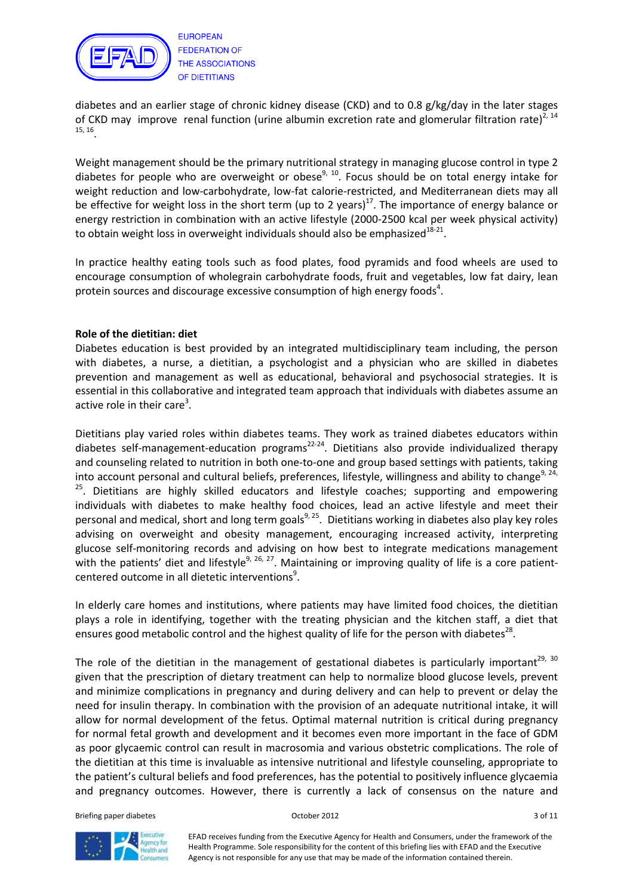diabetes and an earlier stage of chronic kidney disease (CKD) and to 0.8 g/kg/day in the later stages of CKD may improve renal function (urine albumin excretion rate and glomerular filtration rate)[2, 14, 15, 16].

Weight management should be the primary nutritional strategy in managing glucose control in type 2 diabetes for people who are overweight or obese[9, 10]. Focus should be on total energy intake for weight reduction and low-carbohydrate, low-fat calorie-restricted, and Mediterranean diets may all be effective for weight loss in the short term (up to 2 years)[17]. The importance of energy balance or energy restriction in combination with an active lifestyle (2000-2500 kcal per week physical activity) to obtain weight loss in overweight individuals should also be emphasized[18-21].

In practice healthy eating tools such as food plates, food pyramids and food wheels are used to encourage consumption of wholegrain carbohydrate foods, fruit and vegetables, low fat dairy, lean protein sources and discourage excessive consumption of high energy foods[4].

**Role of the dietitian: diet**

Diabetes education is best provided by an integrated multidisciplinary team including, the person with diabetes, a nurse, a dietitian, a psychologist and a physician who are skilled in diabetes prevention and management as well as educational, behavioral and psychosocial strategies. It is essential in this collaborative and integrated team approach that individuals with diabetes assume an active role in their care[3].

Dietitians play varied roles within diabetes teams. They work as trained diabetes educators within diabetes self-management-education programs[22-24]. Dietitians also provide individualized therapy and counseling related to nutrition in both one-to-one and group based settings with patients, taking into account personal and cultural beliefs, preferences, lifestyle, willingness and ability to change[9, 24, 25]. Dietitians are highly skilled educators and lifestyle coaches; supporting and empowering individuals with diabetes to make healthy food choices, lead an active lifestyle and meet their personal and medical, short and long term goals[9, 25]. Dietitians working in diabetes also play key roles advising on overweight and obesity management, encouraging increased activity, interpreting glucose self-monitoring records and advising on how best to integrate medications management with the patients' diet and lifestyle[9, 26, 27]. Maintaining or improving quality of life is a core patient-centered outcome in all dietetic interventions[9].

In elderly care homes and institutions, where patients may have limited food choices, the dietitian plays a role in identifying, together with the treating physician and the kitchen staff, a diet that ensures good metabolic control and the highest quality of life for the person with diabetes[28].

The role of the dietitian in the management of gestational diabetes is particularly important[29, 30] given that the prescription of dietary treatment can help to normalize blood glucose levels, prevent and minimize complications in pregnancy and during delivery and can help to prevent or delay the need for insulin therapy. In combination with the provision of an adequate nutritional intake, it will allow for normal development of the fetus. Optimal maternal nutrition is critical during pregnancy for normal fetal growth and development and it becomes even more important in the face of GDM as poor glycaemic control can result in macrosomia and various obstetric complications. The role of the dietitian at this time is invaluable as intensive nutritional and lifestyle counseling, appropriate to the patient's cultural beliefs and food preferences, has the potential to positively influence glycaemia and pregnancy outcomes. However, there is currently a lack of consensus on the nature and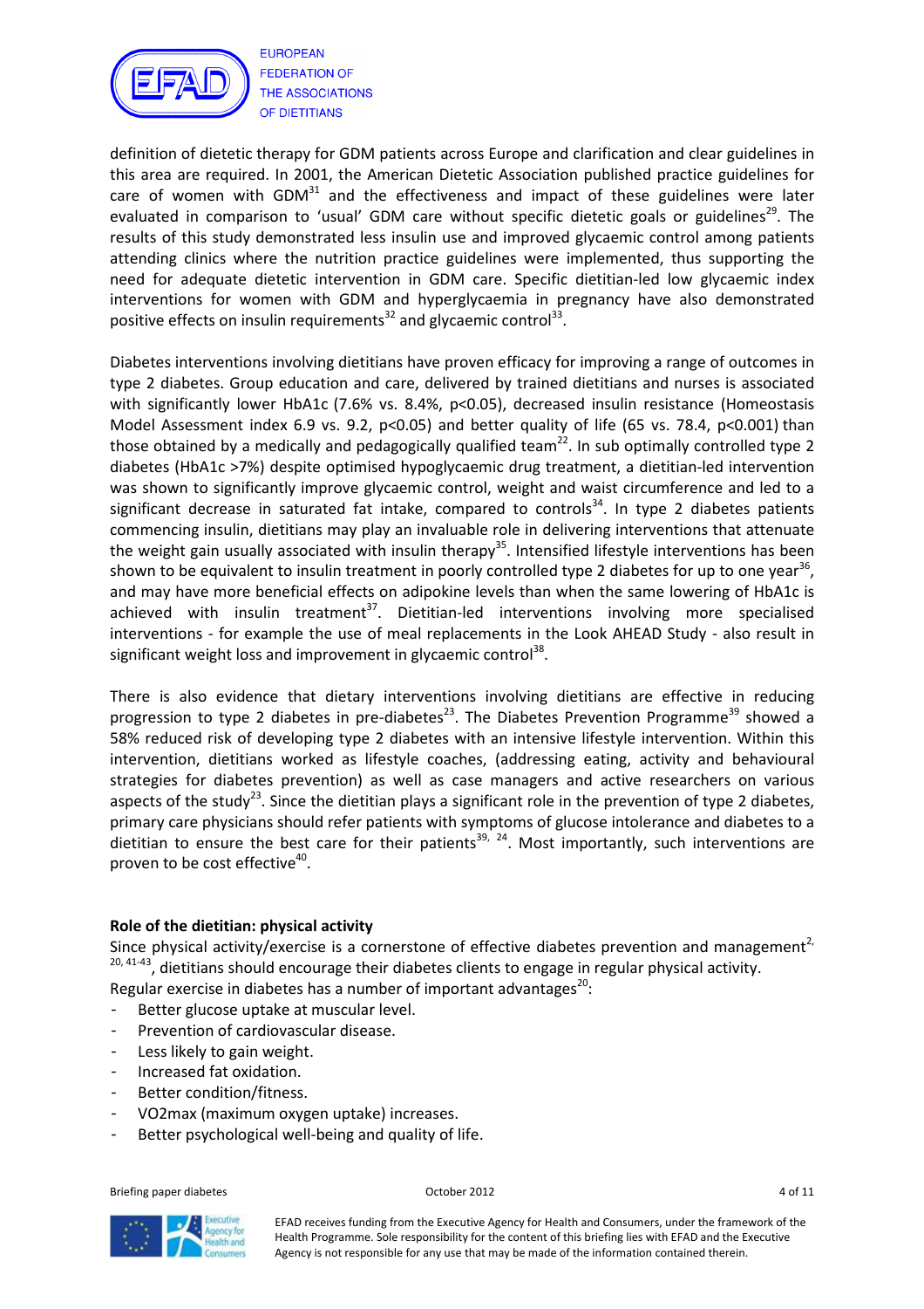definition of dietetic therapy for GDM patients across Europe and clarification and clear guidelines in this area are required. In 2001, the American Dietetic Association published practice guidelines for care of women with GDM[31] and the effectiveness and impact of these guidelines were later evaluated in comparison to 'usual' GDM care without specific dietetic goals or guidelines[29]. The results of this study demonstrated less insulin use and improved glycaemic control among patients attending clinics where the nutrition practice guidelines were implemented, thus supporting the need for adequate dietetic intervention in GDM care. Specific dietitian-led low glycaemic index interventions for women with GDM and hyperglycaemia in pregnancy have also demonstrated positive effects on insulin requirements[32] and glycaemic control[33].

Diabetes interventions involving dietitians have proven efficacy for improving a range of outcomes in type 2 diabetes. Group education and care, delivered by trained dietitians and nurses is associated with significantly lower HbA1c (7.6% vs. 8.4%, $p<0.05$), decreased insulin resistance (Homeostasis Model Assessment index 6.9 vs. 9.2, $p<0.05$) and better quality of life (65 vs. 78.4, $p<0.001$) than those obtained by a medically and pedagogically qualified team[22]. In sub optimally controlled type 2 diabetes (HbA1c >7%) despite optimised hypoglycaemic drug treatment, a dietitian-led intervention was shown to significantly improve glycaemic control, weight and waist circumference and led to a significant decrease in saturated fat intake, compared to controls[34]. In type 2 diabetes patients commencing insulin, dietitians may play an invaluable role in delivering interventions that attenuate the weight gain usually associated with insulin therapy[35]. Intensified lifestyle interventions has been shown to be equivalent to insulin treatment in poorly controlled type 2 diabetes for up to one year[36], and may have more beneficial effects on adipokine levels than when the same lowering of HbA1c is achieved with insulin treatment[37]. Dietitian-led interventions involving more specialised interventions - for example the use of meal replacements in the Look AHEAD Study - also result in significant weight loss and improvement in glycaemic control[38].

There is also evidence that dietary interventions involving dietitians are effective in reducing progression to type 2 diabetes in pre-diabetes[23]. The Diabetes Prevention Programme[39] showed a 58% reduced risk of developing type 2 diabetes with an intensive lifestyle intervention. Within this intervention, dietitians worked as lifestyle coaches, (addressing eating, activity and behavioural strategies for diabetes prevention) as well as case managers and active researchers on various aspects of the study[23]. Since the dietitian plays a significant role in the prevention of type 2 diabetes, primary care physicians should refer patients with symptoms of glucose intolerance and diabetes to a dietitian to ensure the best care for their patients[39, 24]. Most importantly, such interventions are proven to be cost effective[40].

**Role of the dietitian: physical activity**

Since physical activity/exercise is a cornerstone of effective diabetes prevention and management[2, 20, 41-43], dietitians should encourage their diabetes clients to engage in regular physical activity.
Regular exercise in diabetes has a number of important advantages[20]:

- Better glucose uptake at muscular level.
- Prevention of cardiovascular disease.
- Less likely to gain weight.
- Increased fat oxidation.
- Better condition/fitness.
- VO2max (maximum oxygen uptake) increases.
- Better psychological well-being and quality of life.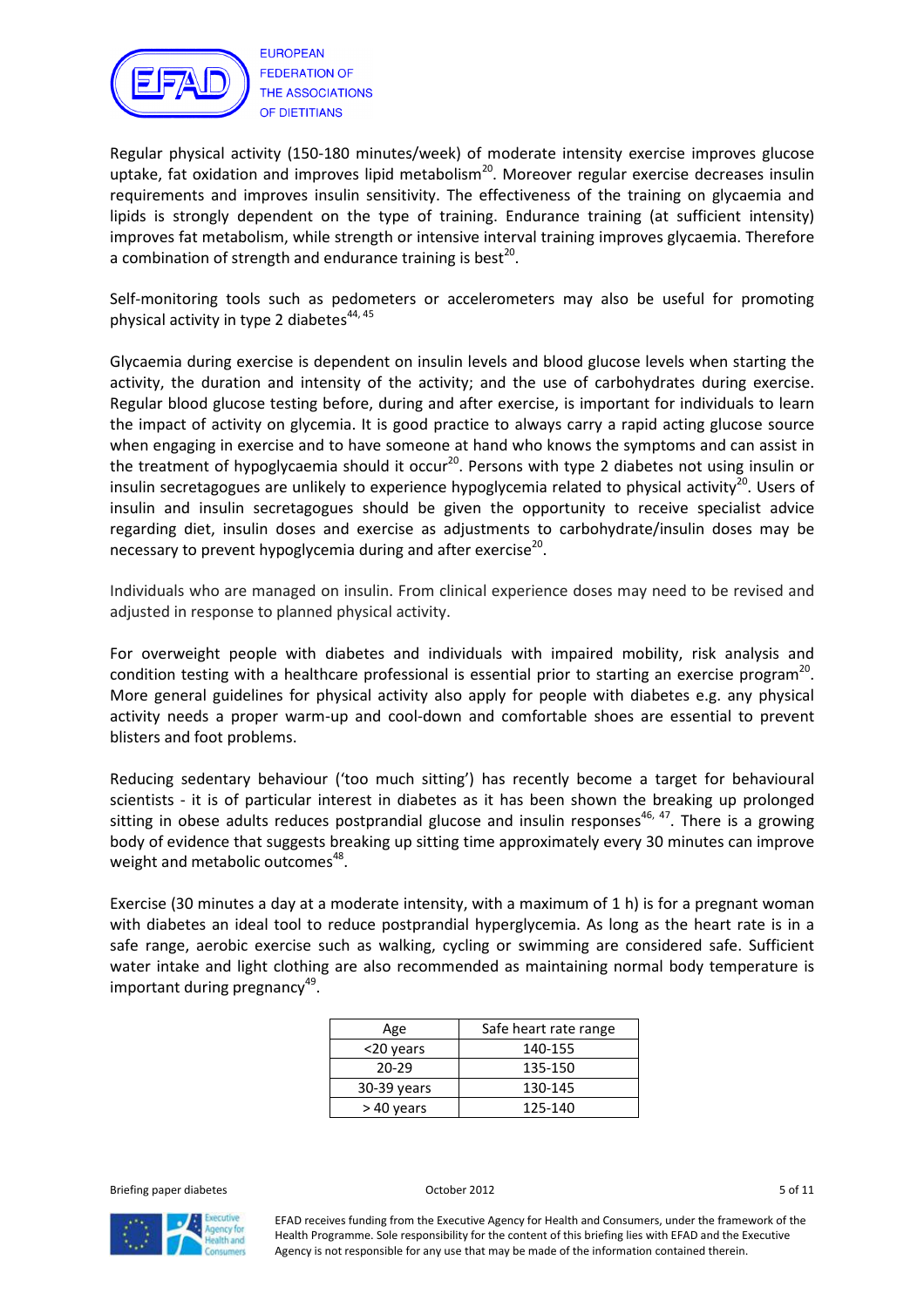Regular physical activity (150-180 minutes/week) of moderate intensity exercise improves glucose uptake, fat oxidation and improves lipid metabolism[20]. Moreover regular exercise decreases insulin requirements and improves insulin sensitivity. The effectiveness of the training on glycaemia and lipids is strongly dependent on the type of training. Endurance training (at sufficient intensity) improves fat metabolism, while strength or intensive interval training improves glycaemia. Therefore a combination of strength and endurance training is best[20].

Self-monitoring tools such as pedometers or accelerometers may also be useful for promoting physical activity in type 2 diabetes[44, 45]

Glycaemia during exercise is dependent on insulin levels and blood glucose levels when starting the activity, the duration and intensity of the activity; and the use of carbohydrates during exercise. Regular blood glucose testing before, during and after exercise, is important for individuals to learn the impact of activity on glycemia. It is good practice to always carry a rapid acting glucose source when engaging in exercise and to have someone at hand who knows the symptoms and can assist in the treatment of hypoglycaemia should it occur[20]. Persons with type 2 diabetes not using insulin or insulin secretagogues are unlikely to experience hypoglycemia related to physical activity[20]. Users of insulin and insulin secretagogues should be given the opportunity to receive specialist advice regarding diet, insulin doses and exercise as adjustments to carbohydrate/insulin doses may be necessary to prevent hypoglycemia during and after exercise[20].

Individuals who are managed on insulin. From clinical experience doses may need to be revised and adjusted in response to planned physical activity.

For overweight people with diabetes and individuals with impaired mobility, risk analysis and condition testing with a healthcare professional is essential prior to starting an exercise program[20]. More general guidelines for physical activity also apply for people with diabetes e.g. any physical activity needs a proper warm-up and cool-down and comfortable shoes are essential to prevent blisters and foot problems.

Reducing sedentary behaviour ('too much sitting') has recently become a target for behavioural scientists - it is of particular interest in diabetes as it has been shown the breaking up prolonged sitting in obese adults reduces postprandial glucose and insulin responses[46, 47]. There is a growing body of evidence that suggests breaking up sitting time approximately every 30 minutes can improve weight and metabolic outcomes[48].

Exercise (30 minutes a day at a moderate intensity, with a maximum of 1 h) is for a pregnant woman with diabetes an ideal tool to reduce postprandial hyperglycemia. As long as the heart rate is in a safe range, aerobic exercise such as walking, cycling or swimming are considered safe. Sufficient water intake and light clothing are also recommended as maintaining normal body temperature is important during pregnancy[49].

| Age | Safe heart rate range |
|---|---|
| <20 years | 140-155 |
| 20-29 | 135-150 |
| 30-39 years | 130-145 |
| > 40 years | 125-140 |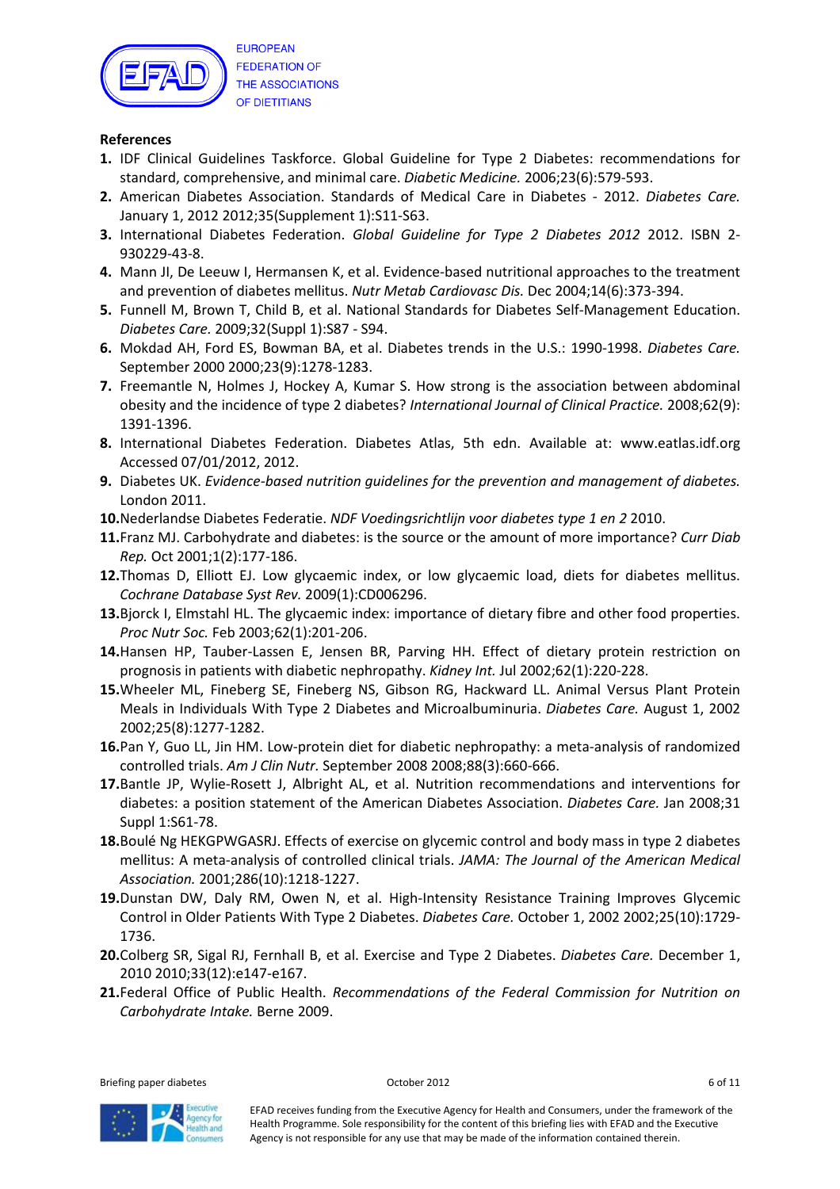## References

1. IDF Clinical Guidelines Taskforce. Global Guideline for Type 2 Diabetes: recommendations for standard, comprehensive, and minimal care. *Diabetic Medicine.* 2006;23(6):579-593.
2. American Diabetes Association. Standards of Medical Care in Diabetes - 2012. *Diabetes Care.* January 1, 2012 2012;35(Supplement 1):S11-S63.
3. International Diabetes Federation. *Global Guideline for Type 2 Diabetes 2012* 2012. ISBN 2-930229-43-8.
4. Mann JI, De Leeuw I, Hermansen K, et al. Evidence-based nutritional approaches to the treatment and prevention of diabetes mellitus. *Nutr Metab Cardiovasc Dis.* Dec 2004;14(6):373-394.
5. Funnell M, Brown T, Child B, et al. National Standards for Diabetes Self-Management Education. *Diabetes Care.* 2009;32(Suppl 1):S87 - S94.
6. Mokdad AH, Ford ES, Bowman BA, et al. Diabetes trends in the U.S.: 1990-1998. *Diabetes Care.* September 2000 2000;23(9):1278-1283.
7. Freemantle N, Holmes J, Hockey A, Kumar S. How strong is the association between abdominal obesity and the incidence of type 2 diabetes? *International Journal of Clinical Practice.* 2008;62(9):1391-1396.
8. International Diabetes Federation. Diabetes Atlas, 5th edn. Available at: www.eatlas.idf.org Accessed 07/01/2012, 2012.
9. Diabetes UK. *Evidence-based nutrition guidelines for the prevention and management of diabetes.* London 2011.
10. Nederlandse Diabetes Federatie. *NDF Voedingsrichtlijn voor diabetes type 1 en 2* 2010.
11. Franz MJ. Carbohydrate and diabetes: is the source or the amount of more importance? *Curr Diab Rep.* Oct 2001;1(2):177-186.
12. Thomas D, Elliott EJ. Low glycaemic index, or low glycaemic load, diets for diabetes mellitus. *Cochrane Database Syst Rev.* 2009(1):CD006296.
13. Bjorck I, Elmstahl HL. The glycaemic index: importance of dietary fibre and other food properties. *Proc Nutr Soc.* Feb 2003;62(1):201-206.
14. Hansen HP, Tauber-Lassen E, Jensen BR, Parving HH. Effect of dietary protein restriction on prognosis in patients with diabetic nephropathy. *Kidney Int.* Jul 2002;62(1):220-228.
15. Wheeler ML, Fineberg SE, Fineberg NS, Gibson RG, Hackward LL. Animal Versus Plant Protein Meals in Individuals With Type 2 Diabetes and Microalbuminuria. *Diabetes Care.* August 1, 2002 2002;25(8):1277-1282.
16. Pan Y, Guo LL, Jin HM. Low-protein diet for diabetic nephropathy: a meta-analysis of randomized controlled trials. *Am J Clin Nutr.* September 2008 2008;88(3):660-666.
17. Bantle JP, Wylie-Rosett J, Albright AL, et al. Nutrition recommendations and interventions for diabetes: a position statement of the American Diabetes Association. *Diabetes Care.* Jan 2008;31 Suppl 1:S61-78.
18. Boulé Ng HEKGPWGASRJ. Effects of exercise on glycemic control and body mass in type 2 diabetes mellitus: A meta-analysis of controlled clinical trials. *JAMA: The Journal of the American Medical Association.* 2001;286(10):1218-1227.
19. Dunstan DW, Daly RM, Owen N, et al. High-Intensity Resistance Training Improves Glycemic Control in Older Patients With Type 2 Diabetes. *Diabetes Care.* October 1, 2002 2002;25(10):1729-1736.
20. Colberg SR, Sigal RJ, Fernhall B, et al. Exercise and Type 2 Diabetes. *Diabetes Care.* December 1, 2010 2010;33(12):e147-e167.
21. Federal Office of Public Health. *Recommendations of the Federal Commission for Nutrition on Carbohydrate Intake.* Berne 2009.

EFAD receives funding from the Executive Agency for Health and Consumers, under the framework of the Health Programme. Sole responsibility for the content of this briefing lies with EFAD and the Executive Agency is not responsible for any use that may be made of the information contained therein.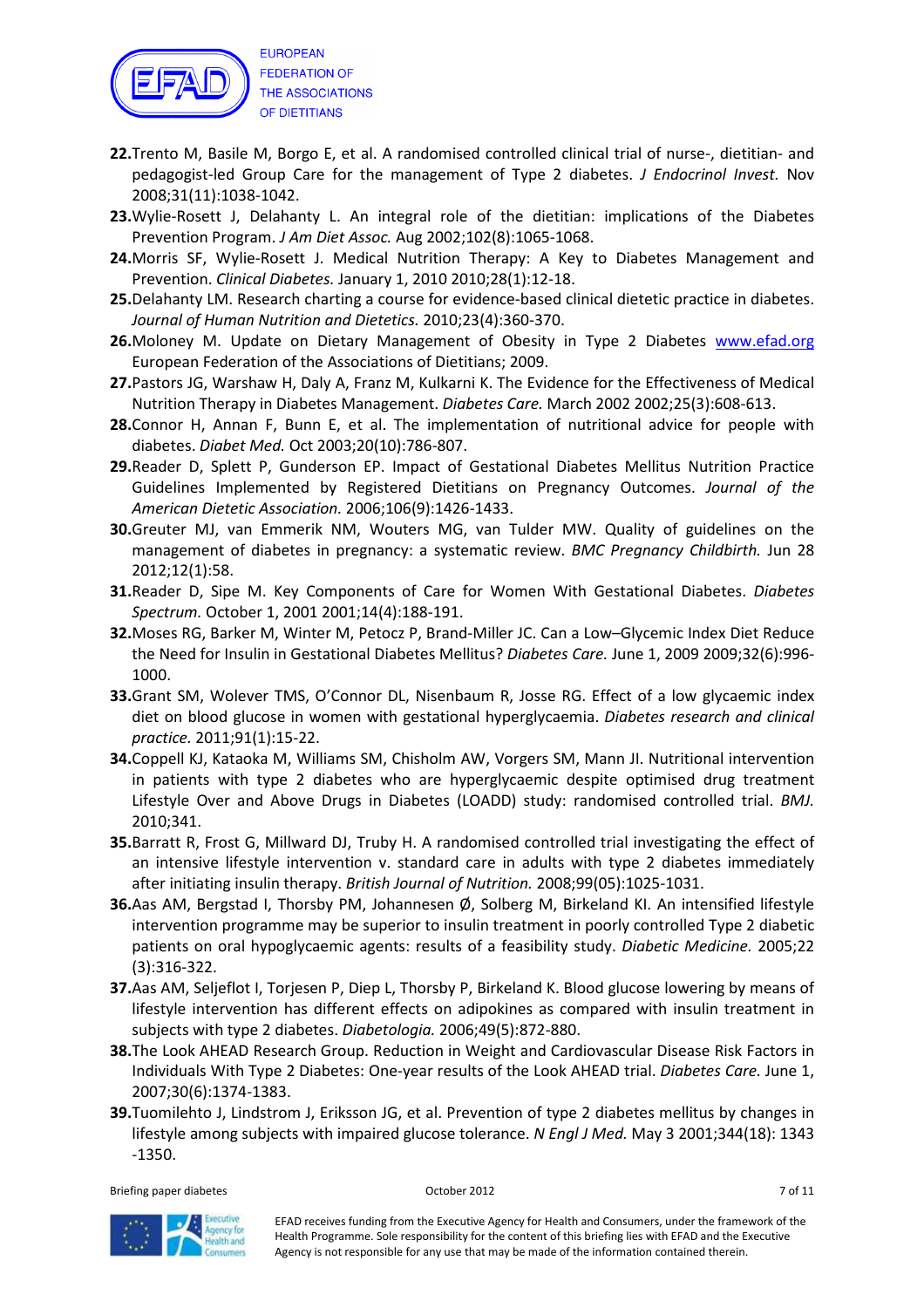22. Trento M, Basile M, Borgo E, et al. A randomised controlled clinical trial of nurse-, dietitian- and pedagogist-led Group Care for the management of Type 2 diabetes. *J Endocrinol Invest.* Nov 2008;31(11):1038-1042.
23. Wylie-Rosett J, Delahanty L. An integral role of the dietitian: implications of the Diabetes Prevention Program. *J Am Diet Assoc.* Aug 2002;102(8):1065-1068.
24. Morris SF, Wylie-Rosett J. Medical Nutrition Therapy: A Key to Diabetes Management and Prevention. *Clinical Diabetes.* January 1, 2010 2010;28(1):12-18.
25. Delahanty LM. Research charting a course for evidence-based clinical dietetic practice in diabetes. *Journal of Human Nutrition and Dietetics.* 2010;23(4):360-370.
26. Moloney M. Update on Dietary Management of Obesity in Type 2 Diabetes www.efad.org European Federation of the Associations of Dietitians; 2009.
27. Pastors JG, Warshaw H, Daly A, Franz M, Kulkarni K. The Evidence for the Effectiveness of Medical Nutrition Therapy in Diabetes Management. *Diabetes Care.* March 2002 2002;25(3):608-613.
28. Connor H, Annan F, Bunn E, et al. The implementation of nutritional advice for people with diabetes. *Diabet Med.* Oct 2003;20(10):786-807.
29. Reader D, Splett P, Gunderson EP. Impact of Gestational Diabetes Mellitus Nutrition Practice Guidelines Implemented by Registered Dietitians on Pregnancy Outcomes. *Journal of the American Dietetic Association.* 2006;106(9):1426-1433.
30. Greuter MJ, van Emmerik NM, Wouters MG, van Tulder MW. Quality of guidelines on the management of diabetes in pregnancy: a systematic review. *BMC Pregnancy Childbirth.* Jun 28 2012;12(1):58.
31. Reader D, Sipe M. Key Components of Care for Women With Gestational Diabetes. *Diabetes Spectrum.* October 1, 2001 2001;14(4):188-191.
32. Moses RG, Barker M, Winter M, Petocz P, Brand-Miller JC. Can a Low–Glycemic Index Diet Reduce the Need for Insulin in Gestational Diabetes Mellitus? *Diabetes Care.* June 1, 2009 2009;32(6):996-1000.
33. Grant SM, Wolever TMS, O'Connor DL, Nisenbaum R, Josse RG. Effect of a low glycaemic index diet on blood glucose in women with gestational hyperglycaemia. *Diabetes research and clinical practice.* 2011;91(1):15-22.
34. Coppell KJ, Kataoka M, Williams SM, Chisholm AW, Vorgers SM, Mann JI. Nutritional intervention in patients with type 2 diabetes who are hyperglycaemic despite optimised drug treatment Lifestyle Over and Above Drugs in Diabetes (LOADD) study: randomised controlled trial. *BMJ.* 2010;341.
35. Barratt R, Frost G, Millward DJ, Truby H. A randomised controlled trial investigating the effect of an intensive lifestyle intervention v. standard care in adults with type 2 diabetes immediately after initiating insulin therapy. *British Journal of Nutrition.* 2008;99(05):1025-1031.
36. Aas AM, Bergstad I, Thorsby PM, Johannesen Ø, Solberg M, Birkeland KI. An intensified lifestyle intervention programme may be superior to insulin treatment in poorly controlled Type 2 diabetic patients on oral hypoglycaemic agents: results of a feasibility study. *Diabetic Medicine.* 2005;22 (3):316-322.
37. Aas AM, Seljeflot I, Torjesen P, Diep L, Thorsby P, Birkeland K. Blood glucose lowering by means of lifestyle intervention has different effects on adipokines as compared with insulin treatment in subjects with type 2 diabetes. *Diabetologia.* 2006;49(5):872-880.
38. The Look AHEAD Research Group. Reduction in Weight and Cardiovascular Disease Risk Factors in Individuals With Type 2 Diabetes: One-year results of the Look AHEAD trial. *Diabetes Care.* June 1, 2007;30(6):1374-1383.
39. Tuomilehto J, Lindstrom J, Eriksson JG, et al. Prevention of type 2 diabetes mellitus by changes in lifestyle among subjects with impaired glucose tolerance. *N Engl J Med.* May 3 2001;344(18): 1343 -1350.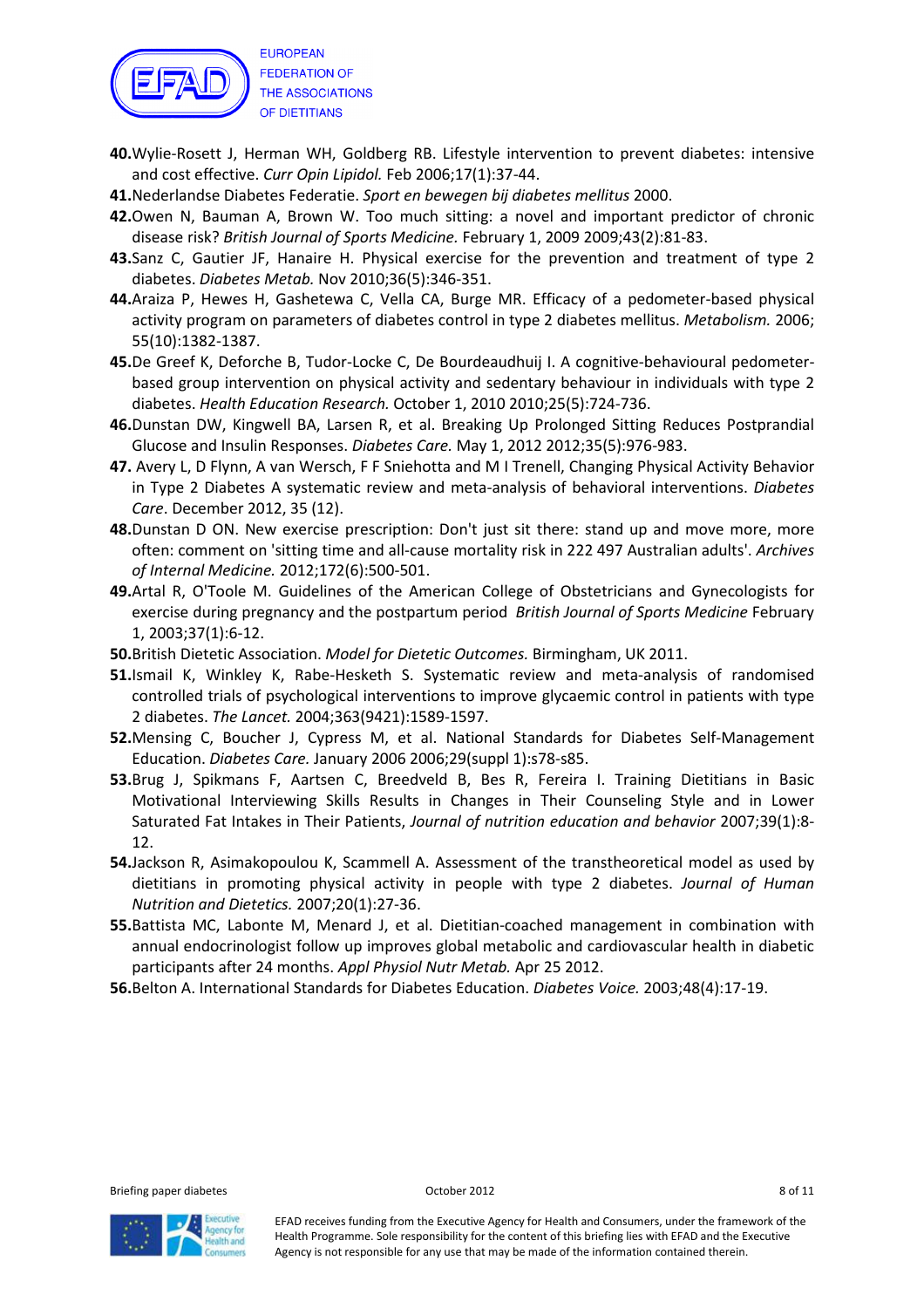**40.** Wylie-Rosett J, Herman WH, Goldberg RB. Lifestyle intervention to prevent diabetes: intensive and cost effective. *Curr Opin Lipidol.* Feb 2006;17(1):37-44.

**41.** Nederlandse Diabetes Federatie. *Sport en bewegen bij diabetes mellitus* 2000.

**42.** Owen N, Bauman A, Brown W. Too much sitting: a novel and important predictor of chronic disease risk? *British Journal of Sports Medicine.* February 1, 2009 2009;43(2):81-83.

**43.** Sanz C, Gautier JF, Hanaire H. Physical exercise for the prevention and treatment of type 2 diabetes. *Diabetes Metab.* Nov 2010;36(5):346-351.

**44.** Araiza P, Hewes H, Gashetewa C, Vella CA, Burge MR. Efficacy of a pedometer-based physical activity program on parameters of diabetes control in type 2 diabetes mellitus. *Metabolism.* 2006; 55(10):1382-1387.

**45.** De Greef K, Deforche B, Tudor-Locke C, De Bourdeaudhuij I. A cognitive-behavioural pedometer-based group intervention on physical activity and sedentary behaviour in individuals with type 2 diabetes. *Health Education Research.* October 1, 2010 2010;25(5):724-736.

**46.** Dunstan DW, Kingwell BA, Larsen R, et al. Breaking Up Prolonged Sitting Reduces Postprandial Glucose and Insulin Responses. *Diabetes Care.* May 1, 2012 2012;35(5):976-983.

**47.** Avery L, D Flynn, A van Wersch, F F Sniehotta and M I Trenell, Changing Physical Activity Behavior in Type 2 Diabetes A systematic review and meta-analysis of behavioral interventions. *Diabetes Care*. December 2012, 35 (12).

**48.** Dunstan D ON. New exercise prescription: Don't just sit there: stand up and move more, more often: comment on 'sitting time and all-cause mortality risk in 222 497 Australian adults'. *Archives of Internal Medicine.* 2012;172(6):500-501.

**49.** Artal R, O'Toole M. Guidelines of the American College of Obstetricians and Gynecologists for exercise during pregnancy and the postpartum period *British Journal of Sports Medicine* February 1, 2003;37(1):6-12.

**50.** British Dietetic Association. *Model for Dietetic Outcomes.* Birmingham, UK 2011.

**51.** Ismail K, Winkley K, Rabe-Hesketh S. Systematic review and meta-analysis of randomised controlled trials of psychological interventions to improve glycaemic control in patients with type 2 diabetes. *The Lancet.* 2004;363(9421):1589-1597.

**52.** Mensing C, Boucher J, Cypress M, et al. National Standards for Diabetes Self-Management Education. *Diabetes Care.* January 2006 2006;29(suppl 1):s78-s85.

**53.** Brug J, Spikmans F, Aartsen C, Breedveld B, Bes R, Fereira I. Training Dietitians in Basic Motivational Interviewing Skills Results in Changes in Their Counseling Style and in Lower Saturated Fat Intakes in Their Patients, *Journal of nutrition education and behavior* 2007;39(1):8-12.

**54.** Jackson R, Asimakopoulou K, Scammell A. Assessment of the transtheoretical model as used by dietitians in promoting physical activity in people with type 2 diabetes. *Journal of Human Nutrition and Dietetics.* 2007;20(1):27-36.

**55.** Battista MC, Labonte M, Menard J, et al. Dietitian-coached management in combination with annual endocrinologist follow up improves global metabolic and cardiovascular health in diabetic participants after 24 months. *Appl Physiol Nutr Metab.* Apr 25 2012.

**56.** Belton A. International Standards for Diabetes Education. *Diabetes Voice.* 2003;48(4):17-19.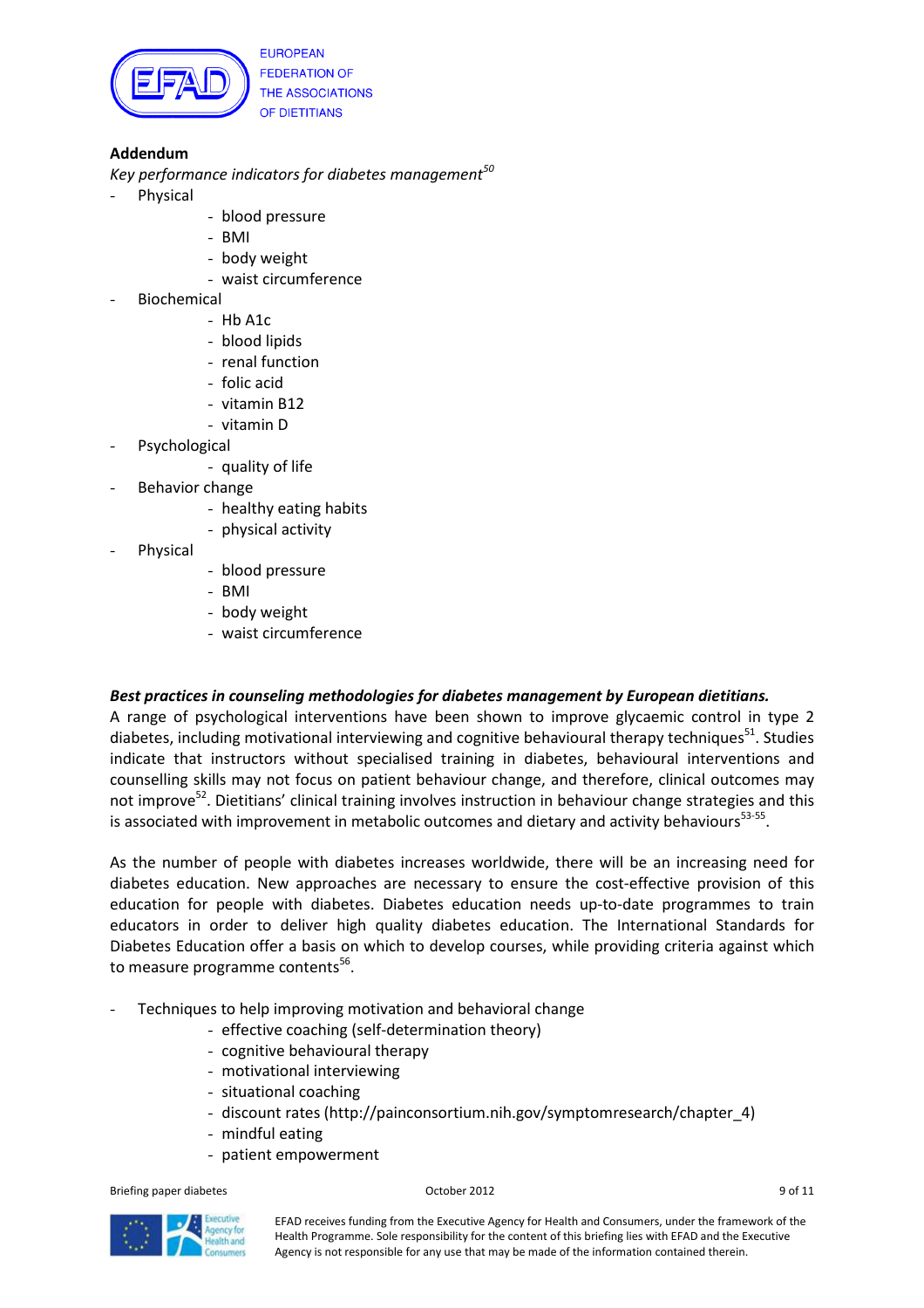**Addendum**

*Key performance indicators for diabetes management*[50]

- Physical
  - blood pressure
  - BMI
  - body weight
  - waist circumference
- Biochemical
  - Hb A1c
  - blood lipids
  - renal function
  - folic acid
  - vitamin B12
  - vitamin D
- Psychological
  - quality of life
- Behavior change
  - healthy eating habits
  - physical activity
- Physical
  - blood pressure
  - BMI
  - body weight
  - waist circumference

***Best practices in counseling methodologies for diabetes management by European dietitians.***

A range of psychological interventions have been shown to improve glycaemic control in type 2 diabetes, including motivational interviewing and cognitive behavioural therapy techniques[51]. Studies indicate that instructors without specialised training in diabetes, behavioural interventions and counselling skills may not focus on patient behaviour change, and therefore, clinical outcomes may not improve[52]. Dietitians' clinical training involves instruction in behaviour change strategies and this is associated with improvement in metabolic outcomes and dietary and activity behaviours[53-55].

As the number of people with diabetes increases worldwide, there will be an increasing need for diabetes education. New approaches are necessary to ensure the cost-effective provision of this education for people with diabetes. Diabetes education needs up-to-date programmes to train educators in order to deliver high quality diabetes education. The International Standards for Diabetes Education offer a basis on which to develop courses, while providing criteria against which to measure programme contents[56].

- Techniques to help improving motivation and behavioral change
  - effective coaching (self-determination theory)
  - cognitive behavioural therapy
  - motivational interviewing
  - situational coaching
  - discount rates (http://painconsortium.nih.gov/symptomresearch/chapter_4)
  - mindful eating
  - patient empowerment

EFAD receives funding from the Executive Agency for Health and Consumers, under the framework of the Health Programme. Sole responsibility for the content of this briefing lies with EFAD and the Executive Agency is not responsible for any use that may be made of the information contained therein.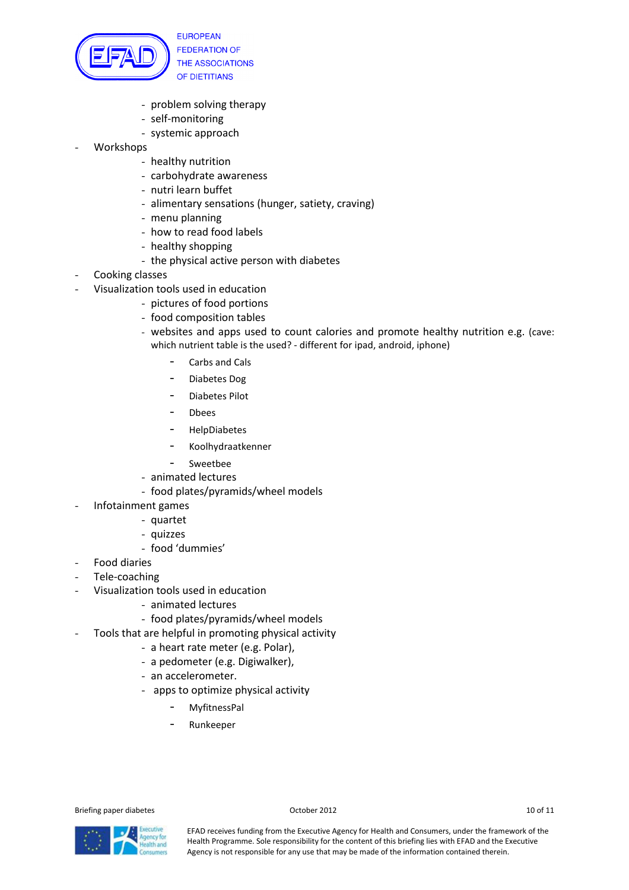- problem solving therapy
    - self-monitoring
    - systemic approach
- Workshops
    - healthy nutrition
    - carbohydrate awareness
    - nutri learn buffet
    - alimentary sensations (hunger, satiety, craving)
    - menu planning
    - how to read food labels
    - healthy shopping
    - the physical active person with diabetes
- Cooking classes
- Visualization tools used in education
    - pictures of food portions
    - food composition tables
    - websites and apps used to count calories and promote healthy nutrition e.g. (cave: which nutrient table is the used? - different for ipad, android, iphone)
        - Carbs and Cals
        - Diabetes Dog
        - Diabetes Pilot
        - Dbees
        - HelpDiabetes
        - Koolhydraatkenner
        - Sweetbee
    - animated lectures
    - food plates/pyramids/wheel models
- Infotainment games
    - quartet
    - quizzes
    - food 'dummies'
- Food diaries
- Tele-coaching
- Visualization tools used in education
    - animated lectures
    - food plates/pyramids/wheel models
- Tools that are helpful in promoting physical activity
    - a heart rate meter (e.g. Polar),
    - a pedometer (e.g. Digiwalker),
    - an accelerometer.
    - apps to optimize physical activity
        - MyfitnessPal
        - Runkeeper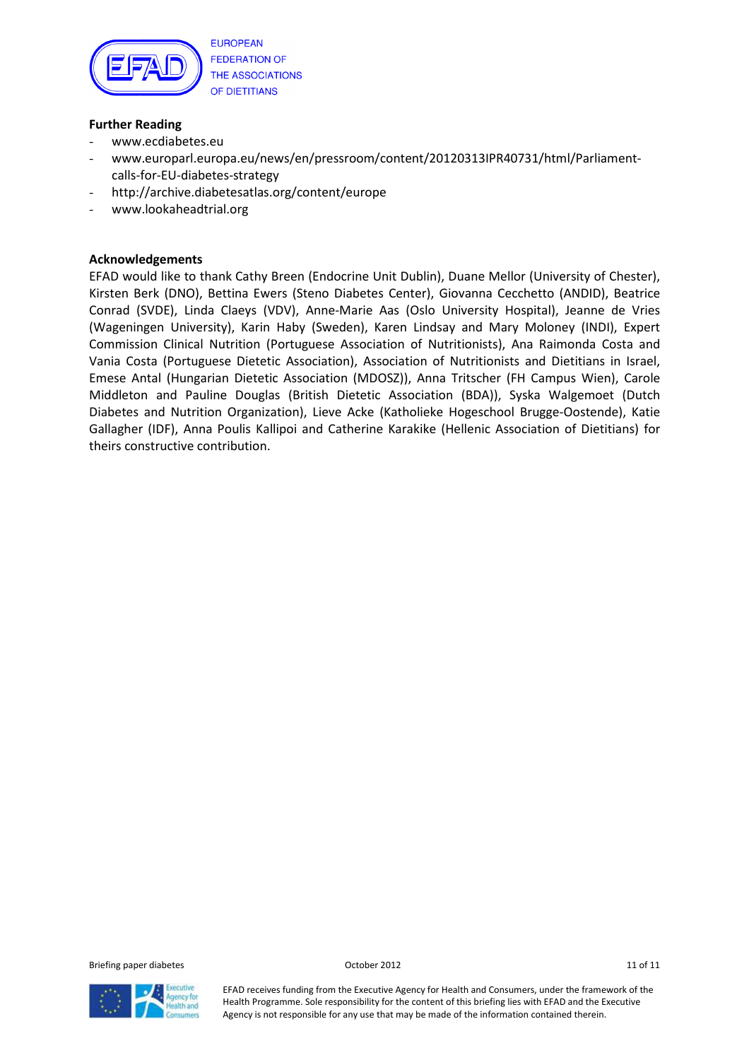**Further Reading**

- www.ecdiabetes.eu
- www.europarl.europa.eu/news/en/pressroom/content/20120313IPR40731/html/Parliament-calls-for-EU-diabetes-strategy
- http://archive.diabetesatlas.org/content/europe
- www.lookaheadtrial.org

**Acknowledgements**

EFAD would like to thank Cathy Breen (Endocrine Unit Dublin), Duane Mellor (University of Chester), Kirsten Berk (DNO), Bettina Ewers (Steno Diabetes Center), Giovanna Cecchetto (ANDID), Beatrice Conrad (SVDE), Linda Claeys (VDV), Anne-Marie Aas (Oslo University Hospital), Jeanne de Vries (Wageningen University), Karin Haby (Sweden), Karen Lindsay and Mary Moloney (INDI), Expert Commission Clinical Nutrition (Portuguese Association of Nutritionists), Ana Raimonda Costa and Vania Costa (Portuguese Dietetic Association), Association of Nutritionists and Dietitians in Israel, Emese Antal (Hungarian Dietetic Association (MDOSZ)), Anna Tritscher (FH Campus Wien), Carole Middleton and Pauline Douglas (British Dietetic Association (BDA)), Syska Walgemoet (Dutch Diabetes and Nutrition Organization), Lieve Acke (Katholieke Hogeschool Brugge-Oostende), Katie Gallagher (IDF), Anna Poulis Kallipoi and Catherine Karakike (Hellenic Association of Dietitians) for theirs constructive contribution.

EFAD receives funding from the Executive Agency for Health and Consumers, under the framework of the Health Programme. Sole responsibility for the content of this briefing lies with EFAD and the Executive Agency is not responsible for any use that may be made of the information contained therein.